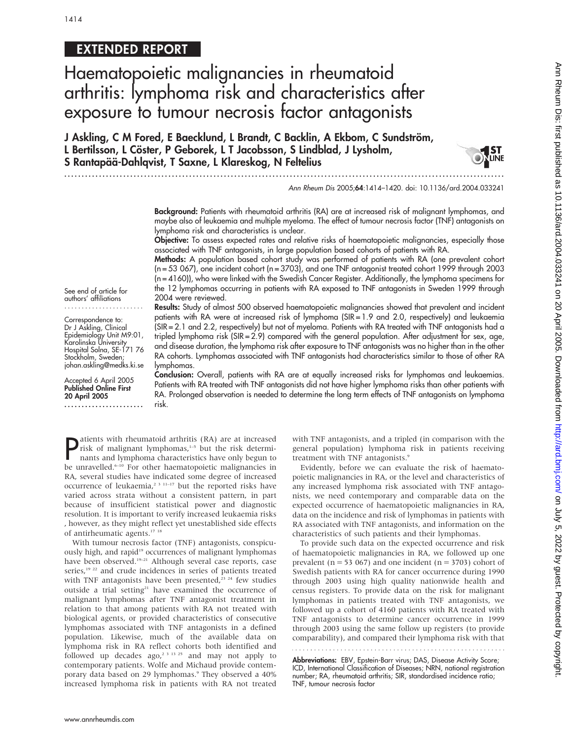# EXTENDED REPORT

# Haematopoietic malignancies in rheumatoid arthritis: lymphoma risk and characteristics after exposure to tumour necrosis factor antagonists

**J Askling, C M Fored, E Baecklund, L Brandt, C Backlin, A Ekbom, C Sundström, L Bertilsson, L Cöster, P Geborek, L T Jacobsson, S Lindblad, J Lysholm, S Rantapää-Dahlqvist, T Saxne, L Klareskog, N Feltelius**

See end of article for authors' affiliations

Correspondence to: Dr J Askling, Clinical Epidemiology Unit M9:01, Karolinska University Hospital Solna, SE-171 76 Stockholm, Sweden; johan.askling@medks.ki.se

Accepted 6 April 2005
**Published Online First 20 April 2005**

**Background:** Patients with rheumatoid arthritis (RA) are at increased risk of malignant lymphomas, and maybe also of leukaemia and multiple myeloma. The effect of tumour necrosis factor (TNF) antagonists on lymphoma risk and characteristics is unclear.

**Objective:** To assess expected rates and relative risks of haematopoietic malignancies, especially those associated with TNF antagonists, in large population based cohorts of patients with RA.

**Methods:** A population based cohort study was performed of patients with RA (one prevalent cohort (n = 53 067), one incident cohort (n = 3703), and one TNF antagonist treated cohort 1999 through 2003 (n = 4160)), who were linked with the Swedish Cancer Register. Additionally, the lymphoma specimens for the 12 lymphomas occurring in patients with RA exposed to TNF antagonists in Sweden 1999 through 2004 were reviewed.

**Results:** Study of almost 500 observed haematopoietic malignancies showed that prevalent and incident patients with RA were at increased risk of lymphoma (SIR = 1.9 and 2.0, respectively) and leukaemia (SIR = 2.1 and 2.2, respectively) but not of myeloma. Patients with RA treated with TNF antagonists had a tripled lymphoma risk (SIR = 2.9) compared with the general population. After adjustment for sex, age, and disease duration, the lymphoma risk after exposure to TNF antagonists was no higher than in the other RA cohorts. Lymphomas associated with TNF antagonists had characteristics similar to those of other RA lymphomas.

**Conclusion:** Overall, patients with RA are at equally increased risks for lymphomas and leukaemias. Patients with RA treated with TNF antagonists did not have higher lymphoma risks than other patients with RA. Prolonged observation is needed to determine the long term effects of TNF antagonists on lymphoma risk.

Patients with rheumatoid arthritis (RA) are at increased risk of malignant lymphomas,[1–5] but the risk determinants and lymphoma characteristics have only begun to be unravelled.[6–10] For other haematopoietic malignancies in RA, several studies have indicated some degree of increased occurrence of leukaemia,[2 3 11–17] but the reported risks have varied across strata without a consistent pattern, in part because of insufficient statistical power and diagnostic resolution. It is important to verify increased leukaemia risks , however, as they might reflect yet unestablished side effects of antirheumatic agents.[17 18]

With tumour necrosis factor (TNF) antagonists, conspicuously high, and rapid[19] occurrences of malignant lymphomas have been observed.[19–21] Although several case reports, case series,[19 22] and crude incidences in series of patients treated with TNF antagonists have been presented,[23 24] few studies outside a trial setting[21] have examined the occurrence of malignant lymphomas after TNF antagonist treatment in relation to that among patients with RA not treated with biological agents, or provided characteristics of consecutive lymphomas associated with TNF antagonists in a defined population. Likewise, much of the available data on lymphoma risk in RA reflect cohorts both identified and followed up decades ago,[2 3 13 25] and may not apply to contemporary patients. Wolfe and Michaud provide contemporary data based on 29 lymphomas.[9] They observed a 40% increased lymphoma risk in patients with RA not treated with TNF antagonists, and a tripled (in comparison with the general population) lymphoma risk in patients receiving treatment with TNF antagonists.[9]

Evidently, before we can evaluate the risk of haematopoietic malignancies in RA, or the level and characteristics of any increased lymphoma risk associated with TNF antagonists, we need contemporary and comparable data on the expected occurrence of haematopoietic malignancies in RA, data on the incidence and risk of lymphomas in patients with RA associated with TNF antagonists, and information on the characteristics of such patients and their lymphomas.

To provide such data on the expected occurrence and risk of haematopoietic malignancies in RA, we followed up one prevalent (n = 53 067) and one incident (n = 3703) cohort of Swedish patients with RA for cancer occurrence during 1990 through 2003 using high quality nationwide health and census registers. To provide data on the risk for malignant lymphomas in patients treated with TNF antagonists, we followed up a cohort of 4160 patients with RA treated with TNF antagonists to determine cancer occurrence in 1999 through 2003 using the same follow up registers (to provide comparability), and compared their lymphoma risk with that

**Abbreviations:** EBV, Epstein-Barr virus; DAS, Disease Activity Score; ICD, International Classification of Diseases; NRN, national registration number; RA, rheumatoid arthritis; SIR, standardised incidence ratio; TNF, tumour necrosis factor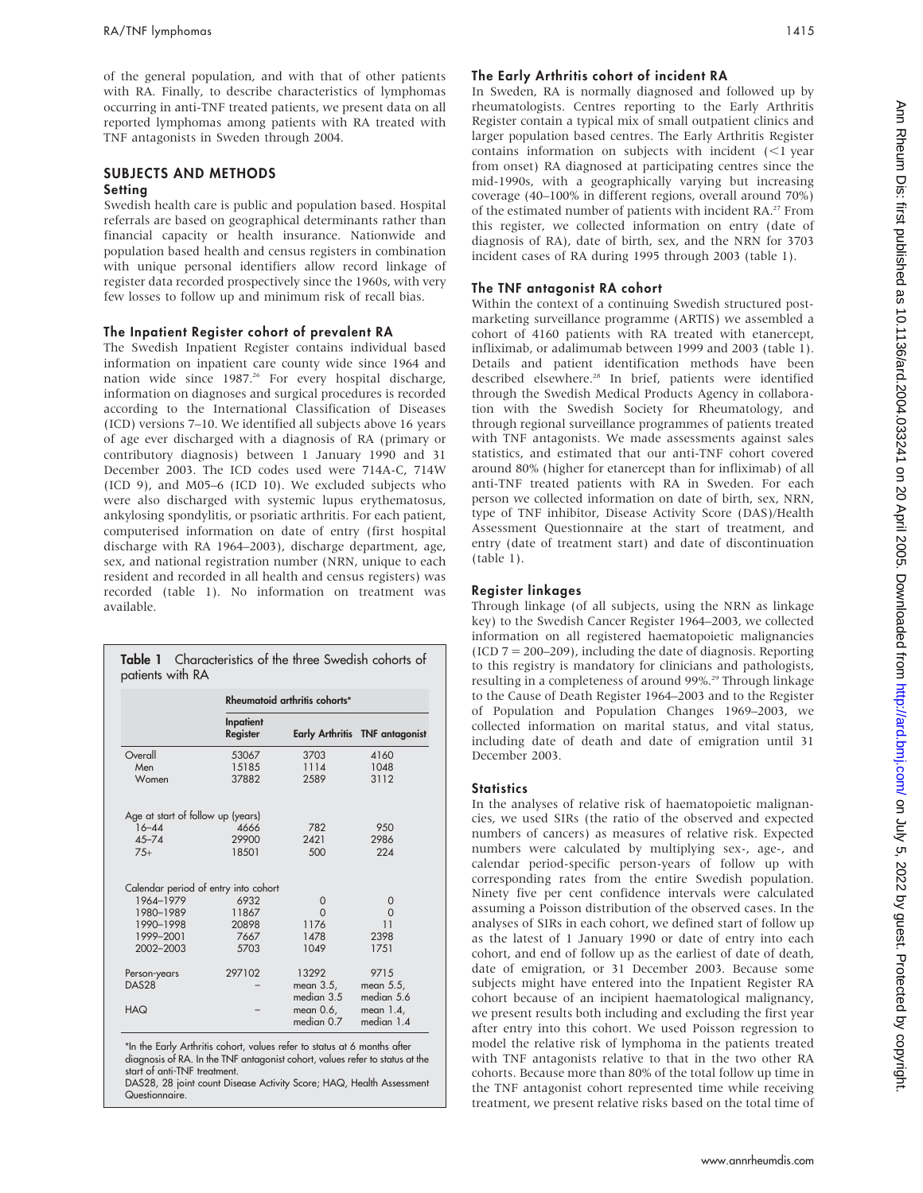of the general population, and with that of other patients with RA. Finally, to describe characteristics of lymphomas occurring in anti-TNF treated patients, we present data on all reported lymphomas among patients with RA treated with TNF antagonists in Sweden through 2004.

## SUBJECTS AND METHODS

### Setting

Swedish health care is public and population based. Hospital referrals are based on geographical determinants rather than financial capacity or health insurance. Nationwide and population based health and census registers in combination with unique personal identifiers allow record linkage of register data recorded prospectively since the 1960s, with very few losses to follow up and minimum risk of recall bias.

### The Inpatient Register cohort of prevalent RA

The Swedish Inpatient Register contains individual based information on inpatient care county wide since 1964 and nation wide since 1987.[26] For every hospital discharge, information on diagnoses and surgical procedures is recorded according to the International Classification of Diseases (ICD) versions 7–10. We identified all subjects above 16 years of age ever discharged with a diagnosis of RA (primary or contributory diagnosis) between 1 January 1990 and 31 December 2003. The ICD codes used were 714A-C, 714W (ICD 9), and M05–6 (ICD 10). We excluded subjects who were also discharged with systemic lupus erythematosus, ankylosing spondylitis, or psoriatic arthritis. For each patient, computerised information on date of entry (first hospital discharge with RA 1964–2003), discharge department, age, sex, and national registration number (NRN, unique to each resident and recorded in all health and census registers) was recorded (table 1). No information on treatment was available.

**Table 1** Characteristics of the three Swedish cohorts of patients with RA

| | Rheumatoid arthritis cohorts* | | |
|---|---|---|---|
| | Inpatient Register | Early Arthritis | TNF antagonist |
| Overall | 53067 | 3703 | 4160 |
| Men | 15185 | 1114 | 1048 |
| Women | 37882 | 2589 | 3112 |
| **Age at start of follow up (years)** | | | |
| 16–44 | 4666 | 782 | 950 |
| 45–74 | 29900 | 2421 | 2986 |
| 75+ | 18501 | 500 | 224 |
| **Calendar period of entry into cohort** | | | |
| 1964–1979 | 6932 | 0 | 0 |
| 1980–1989 | 11867 | 0 | 0 |
| 1990–1998 | 20898 | 1176 | 11 |
| 1999–2001 | 7667 | 1478 | 2398 |
| 2002–2003 | 5703 | 1049 | 1751 |
| Person-years | 297102 | 13292 | 9715 |
| DAS28 | – | mean 3.5, median 3.5 | mean 5.5, median 5.6 |
| HAQ | – | mean 0.6, median 0.7 | mean 1.4, median 1.4 |

*In the Early Arthritis cohort, values refer to status at 6 months after diagnosis of RA. In the TNF antagonist cohort, values refer to status at the start of anti-TNF treatment.
DAS28, 28 joint count Disease Activity Score; HAQ, Health Assessment Questionnaire.

### The Early Arthritis cohort of incident RA

In Sweden, RA is normally diagnosed and followed up by rheumatologists. Centres reporting to the Early Arthritis Register contain a typical mix of small outpatient clinics and larger population based centres. The Early Arthritis Register contains information on subjects with incident (<1 year from onset) RA diagnosed at participating centres since the mid-1990s, with a geographically varying but increasing coverage (40–100% in different regions, overall around 70%) of the estimated number of patients with incident RA.[27] From this register, we collected information on entry (date of diagnosis of RA), date of birth, sex, and the NRN for 3703 incident cases of RA during 1995 through 2003 (table 1).

### The TNF antagonist RA cohort

Within the context of a continuing Swedish structured post-marketing surveillance programme (ARTIS) we assembled a cohort of 4160 patients with RA treated with etanercept, infliximab, or adalimumab between 1999 and 2003 (table 1). Details and patient identification methods have been described elsewhere.[28] In brief, patients were identified through the Swedish Medical Products Agency in collaboration with the Swedish Society for Rheumatology, and through regional surveillance programmes of patients treated with TNF antagonists. We made assessments against sales statistics, and estimated that our anti-TNF cohort covered around 80% (higher for etanercept than for infliximab) of all anti-TNF treated patients with RA in Sweden. For each person we collected information on date of birth, sex, NRN, type of TNF inhibitor, Disease Activity Score (DAS)/Health Assessment Questionnaire at the start of treatment, and entry (date of treatment start) and date of discontinuation (table 1).

### Register linkages

Through linkage (of all subjects, using the NRN as linkage key) to the Swedish Cancer Register 1964–2003, we collected information on all registered haematopoietic malignancies (ICD 7 = 200–209), including the date of diagnosis. Reporting to this registry is mandatory for clinicians and pathologists, resulting in a completeness of around 99%.[29] Through linkage to the Cause of Death Register 1964–2003 and to the Register of Population and Population Changes 1969–2003, we collected information on marital status, and vital status, including date of death and date of emigration until 31 December 2003.

### Statistics

In the analyses of relative risk of haematopoietic malignancies, we used SIRs (the ratio of the observed and expected numbers of cancers) as measures of relative risk. Expected numbers were calculated by multiplying sex-, age-, and calendar period-specific person-years of follow up with corresponding rates from the entire Swedish population. Ninety five per cent confidence intervals were calculated assuming a Poisson distribution of the observed cases. In the analyses of SIRs in each cohort, we defined start of follow up as the latest of 1 January 1990 or date of entry into each cohort, and end of follow up as the earliest of date of death, date of emigration, or 31 December 2003. Because some subjects might have entered into the Inpatient Register RA cohort because of an incipient haematological malignancy, we present results both including and excluding the first year after entry into this cohort. We used Poisson regression to model the relative risk of lymphoma in the patients treated with TNF antagonists relative to that in the two other RA cohorts. Because more than 80% of the total follow up time in the TNF antagonist cohort represented time while receiving treatment, we present relative risks based on the total time of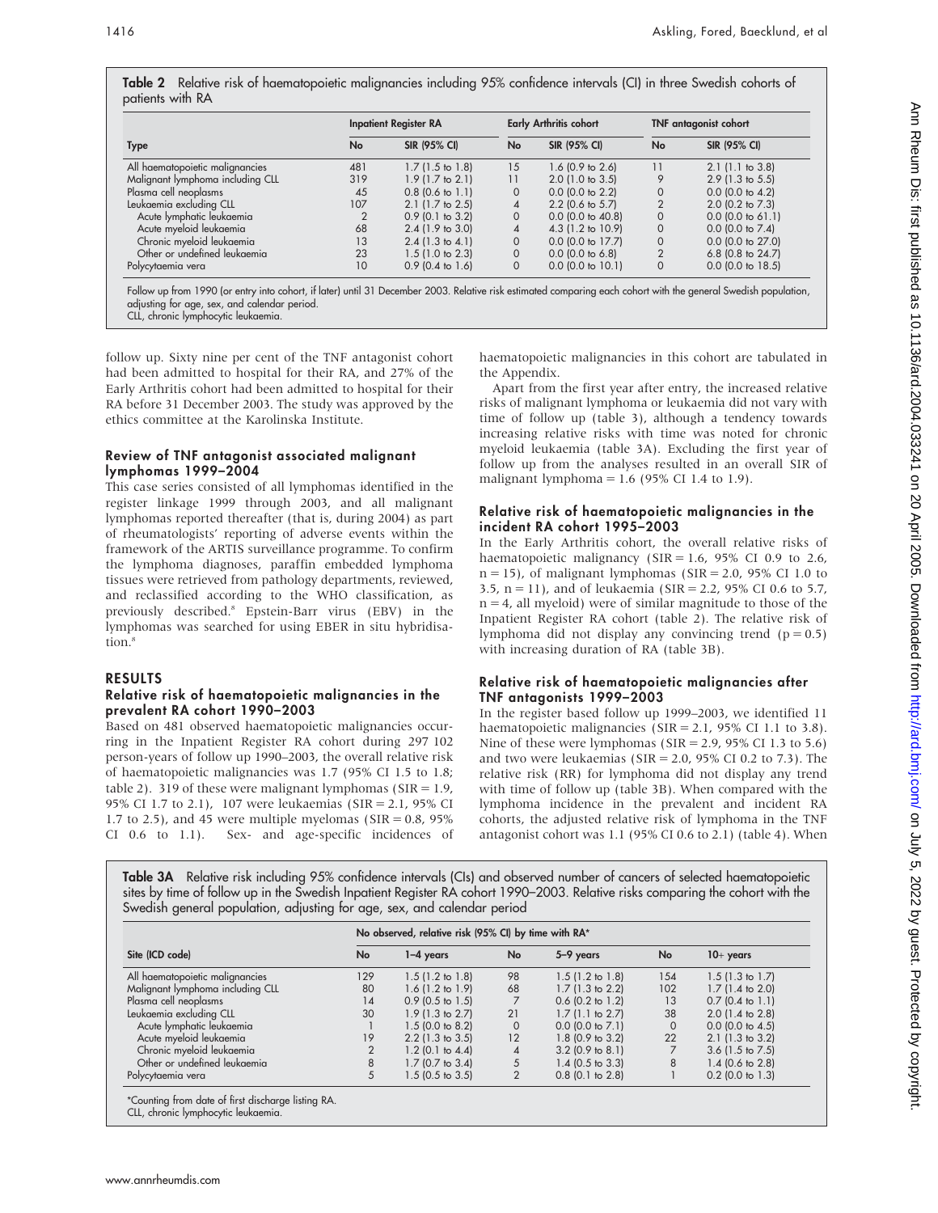**Table 2** Relative risk of haematopoietic malignancies including 95% confidence intervals (CI) in three Swedish cohorts of patients with RA

| Type | Inpatient Register RA | | Early Arthritis cohort | | TNF antagonist cohort | |
|---|---|---|---|---|---|---|
| | No | SIR (95% CI) | No | SIR (95% CI) | No | SIR (95% CI) |
| All haematopoietic malignancies | 481 | 1.7 (1.5 to 1.8) | 15 | 1.6 (0.9 to 2.6) | 11 | 2.1 (1.1 to 3.8) |
| Malignant lymphoma including CLL | 319 | 1.9 (1.7 to 2.1) | 11 | 2.0 (1.0 to 3.5) | 9 | 2.9 (1.3 to 5.5) |
| Plasma cell neoplasms | 45 | 0.8 (0.6 to 1.1) | 0 | 0.0 (0.0 to 2.2) | 0 | 0.0 (0.0 to 4.2) |
| Leukaemia excluding CLL | 107 | 2.1 (1.7 to 2.5) | 4 | 2.2 (0.6 to 5.7) | 2 | 2.0 (0.2 to 7.3) |
| Acute lymphatic leukaemia | 2 | 0.9 (0.1 to 3.2) | 0 | 0.0 (0.0 to 40.8) | 0 | 0.0 (0.0 to 61.1) |
| Acute myeloid leukaemia | 68 | 2.4 (1.9 to 3.0) | 4 | 4.3 (1.2 to 10.9) | 0 | 0.0 (0.0 to 7.4) |
| Chronic myeloid leukaemia | 13 | 2.4 (1.3 to 4.1) | 0 | 0.0 (0.0 to 17.7) | 0 | 0.0 (0.0 to 27.0) |
| Other or undefined leukaemia | 23 | 1.5 (1.0 to 2.3) | 0 | 0.0 (0.0 to 6.8) | 2 | 6.8 (0.8 to 24.7) |
| Polycytaemia vera | 10 | 0.9 (0.4 to 1.6) | 0 | 0.0 (0.0 to 10.1) | 0 | 0.0 (0.0 to 18.5) |

Follow up from 1990 (or entry into cohort, if later) until 31 December 2003. Relative risk estimated comparing each cohort with the general Swedish population, adjusting for age, sex, and calendar period.
CLL, chronic lymphocytic leukaemia.

follow up. Sixty nine per cent of the TNF antagonist cohort had been admitted to hospital for their RA, and 27% of the Early Arthritis cohort had been admitted to hospital for their RA before 31 December 2003. The study was approved by the ethics committee at the Karolinska Institute.

### Review of TNF antagonist associated malignant lymphomas 1999–2004

This case series consisted of all lymphomas identified in the register linkage 1999 through 2003, and all malignant lymphomas reported thereafter (that is, during 2004) as part of rheumatologists' reporting of adverse events within the framework of the ARTIS surveillance programme. To confirm the lymphoma diagnoses, paraffin embedded lymphoma tissues were retrieved from pathology departments, reviewed, and reclassified according to the WHO classification, as previously described.[8] Epstein-Barr virus (EBV) in the lymphomas was searched for using EBER in situ hybridisation.[8]

## RESULTS

### Relative risk of haematopoietic malignancies in the prevalent RA cohort 1990–2003

Based on 481 observed haematopoietic malignancies occurring in the Inpatient Register RA cohort during 297 102 person-years of follow up 1990–2003, the overall relative risk of haematopoietic malignancies was 1.7 (95% CI 1.5 to 1.8; table 2). 319 of these were malignant lymphomas (SIR = 1.9, 95% CI 1.7 to 2.1), 107 were leukaemias (SIR = 2.1, 95% CI 1.7 to 2.5), and 45 were multiple myelomas (SIR = 0.8, 95% CI 0.6 to 1.1). Sex- and age-specific incidences of haematopoietic malignancies in this cohort are tabulated in the Appendix.

Apart from the first year after entry, the increased relative risks of malignant lymphoma or leukaemia did not vary with time of follow up (table 3), although a tendency towards increasing relative risks with time was noted for chronic myeloid leukaemia (table 3A). Excluding the first year of follow up from the analyses resulted in an overall SIR of malignant lymphoma = 1.6 (95% CI 1.4 to 1.9).

### Relative risk of haematopoietic malignancies in the incident RA cohort 1995–2003

In the Early Arthritis cohort, the overall relative risks of haematopoietic malignancy (SIR = 1.6, 95% CI 0.9 to 2.6, n = 15), of malignant lymphomas (SIR = 2.0, 95% CI 1.0 to 3.5, n = 11), and of leukaemia (SIR = 2.2, 95% CI 0.6 to 5.7, n = 4, all myeloid) were of similar magnitude to those of the Inpatient Register RA cohort (table 2). The relative risk of lymphoma did not display any convincing trend (p = 0.5) with increasing duration of RA (table 3B).

### Relative risk of haematopoietic malignancies after TNF antagonists 1999–2003

In the register based follow up 1999–2003, we identified 11 haematopoietic malignancies (SIR = 2.1, 95% CI 1.1 to 3.8). Nine of these were lymphomas (SIR = 2.9, 95% CI 1.3 to 5.6) and two were leukaemias (SIR = 2.0, 95% CI 0.2 to 7.3). The relative risk (RR) for lymphoma did not display any trend with time of follow up (table 3B). When compared with the lymphoma incidence in the prevalent and incident RA cohorts, the adjusted relative risk of lymphoma in the TNF antagonist cohort was 1.1 (95% CI 0.6 to 2.1) (table 4). When

**Table 3A** Relative risk including 95% confidence intervals (CIs) and observed number of cancers of selected haematopoietic sites by time of follow up in the Swedish Inpatient Register RA cohort 1990–2003. Relative risks comparing the cohort with the Swedish general population, adjusting for age, sex, and calendar period

| Site (ICD code) | No observed, relative risk (95% CI) by time with RA* | | | | | |
|---|---|---|---|---|---|---|
| | No | 1–4 years | No | 5–9 years | No | 10+ years |
| All haematopoietic malignancies | 129 | 1.5 (1.2 to 1.8) | 98 | 1.5 (1.2 to 1.8) | 154 | 1.5 (1.3 to 1.7) |
| Malignant lymphoma including CLL | 80 | 1.6 (1.2 to 1.9) | 68 | 1.7 (1.3 to 2.2) | 102 | 1.7 (1.4 to 2.0) |
| Plasma cell neoplasms | 14 | 0.9 (0.5 to 1.5) | 7 | 0.6 (0.2 to 1.2) | 13 | 0.7 (0.4 to 1.1) |
| Leukaemia excluding CLL | 30 | 1.9 (1.3 to 2.7) | 21 | 1.7 (1.1 to 2.7) | 38 | 2.0 (1.4 to 2.8) |
| Acute lymphatic leukaemia | 1 | 1.5 (0.0 to 8.2) | 0 | 0.0 (0.0 to 7.1) | 0 | 0.0 (0.0 to 4.5) |
| Acute myeloid leukaemia | 19 | 2.2 (1.3 to 3.5) | 12 | 1.8 (0.9 to 3.2) | 22 | 2.1 (1.3 to 3.2) |
| Chronic myeloid leukaemia | 2 | 1.2 (0.1 to 4.4) | 4 | 3.2 (0.9 to 8.1) | 7 | 3.6 (1.5 to 7.5) |
| Other or undefined leukaemia | 8 | 1.7 (0.7 to 3.4) | 5 | 1.4 (0.5 to 3.3) | 8 | 1.4 (0.6 to 2.8) |
| Polycytaemia vera | 5 | 1.5 (0.5 to 3.5) | 2 | 0.8 (0.1 to 2.8) | 1 | 0.2 (0.0 to 1.3) |

*Counting from date of first discharge listing RA.
CLL, chronic lymphocytic leukaemia.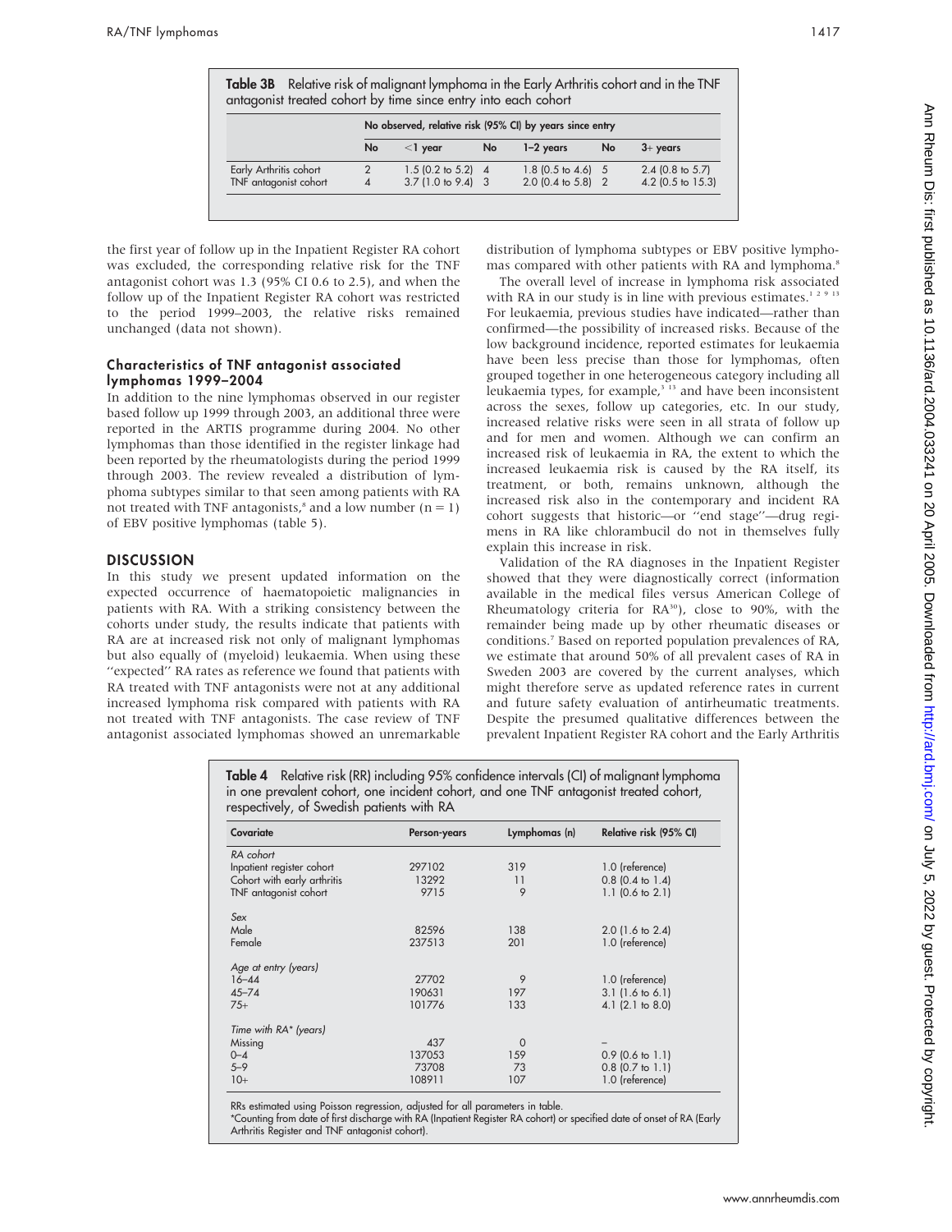**Table 3B** Relative risk of malignant lymphoma in the Early Arthritis cohort and in the TNF antagonist treated cohort by time since entry into each cohort

| | No observed, relative risk (95% CI) by years since entry | | | | | |
|---|---|---|---|---|---|---|
| | No | <1 year | No | 1–2 years | No | 3+ years |
| Early Arthritis cohort | 2 | 1.5 (0.2 to 5.2) | 4 | 1.8 (0.5 to 4.6) | 5 | 2.4 (0.8 to 5.7) |
| TNF antagonist cohort | 4 | 3.7 (1.0 to 9.4) | 3 | 2.0 (0.4 to 5.8) | 2 | 4.2 (0.5 to 15.3) |

the first year of follow up in the Inpatient Register RA cohort was excluded, the corresponding relative risk for the TNF antagonist cohort was 1.3 (95% CI 0.6 to 2.5), and when the follow up of the Inpatient Register RA cohort was restricted to the period 1999–2003, the relative risks remained unchanged (data not shown).

### Characteristics of TNF antagonist associated lymphomas 1999–2004

In addition to the nine lymphomas observed in our register based follow up 1999 through 2003, an additional three were reported in the ARTIS programme during 2004. No other lymphomas than those identified in the register linkage had been reported by the rheumatologists during the period 1999 through 2003. The review revealed a distribution of lymphoma subtypes similar to that seen among patients with RA not treated with TNF antagonists,[8] and a low number (n = 1) of EBV positive lymphomas (table 5).

## DISCUSSION

In this study we present updated information on the expected occurrence of haematopoietic malignancies in patients with RA. With a striking consistency between the cohorts under study, the results indicate that patients with RA are at increased risk not only of malignant lymphomas but also equally of (myeloid) leukaemia. When using these ''expected'' RA rates as reference we found that patients with RA treated with TNF antagonists were not at any additional increased lymphoma risk compared with patients with RA not treated with TNF antagonists. The case review of TNF antagonist associated lymphomas showed an unremarkable distribution of lymphoma subtypes or EBV positive lymphomas compared with other patients with RA and lymphoma.[8]

The overall level of increase in lymphoma risk associated with RA in our study is in line with previous estimates.[1 2 9 13] For leukaemia, previous studies have indicated—rather than confirmed—the possibility of increased risks. Because of the low background incidence, reported estimates for leukaemia have been less precise than those for lymphomas, often grouped together in one heterogeneous category including all leukaemia types, for example,[3 13] and have been inconsistent across the sexes, follow up categories, etc. In our study, increased relative risks were seen in all strata of follow up and for men and women. Although we can confirm an increased risk of leukaemia in RA, the extent to which the increased leukaemia risk is caused by the RA itself, its treatment, or both, remains unknown, although the increased risk also in the contemporary and incident RA cohort suggests that historic—or ''end stage''—drug regimens in RA like chlorambucil do not in themselves fully explain this increase in risk.

Validation of the RA diagnoses in the Inpatient Register showed that they were diagnostically correct (information available in the medical files versus American College of Rheumatology criteria for RA[30]), close to 90%, with the remainder being made up by other rheumatic diseases or conditions.[7] Based on reported population prevalences of RA, we estimate that around 50% of all prevalent cases of RA in Sweden 2003 are covered by the current analyses, which might therefore serve as updated reference rates in current and future safety evaluation of antirheumatic treatments. Despite the presumed qualitative differences between the prevalent Inpatient Register RA cohort and the Early Arthritis

**Table 4** Relative risk (RR) including 95% confidence intervals (CI) of malignant lymphoma in one prevalent cohort, one incident cohort, and one TNF antagonist treated cohort, respectively, of Swedish patients with RA

| Covariate | Person-years | Lymphomas (n) | Relative risk (95% CI) |
|---|---|---|---|
| *RA cohort* | | | |
| Inpatient register cohort | 297102 | 319 | 1.0 (reference) |
| Cohort with early arthritis | 13292 | 11 | 0.8 (0.4 to 1.4) |
| TNF antagonist cohort | 9715 | 9 | 1.1 (0.6 to 2.1) |
| *Sex* | | | |
| Male | 82596 | 138 | 2.0 (1.6 to 2.4) |
| Female | 237513 | 201 | 1.0 (reference) |
| *Age at entry (years)* | | | |
| 16–44 | 27702 | 9 | 1.0 (reference) |
| 45–74 | 190631 | 197 | 3.1 (1.6 to 6.1) |
| 75+ | 101776 | 133 | 4.1 (2.1 to 8.0) |
| *Time with RA\* (years)* | | | |
| Missing | 437 | 0 | – |
| 0–4 | 137053 | 159 | 0.9 (0.6 to 1.1) |
| 5–9 | 73708 | 73 | 0.8 (0.7 to 1.1) |
| 10+ | 108911 | 107 | 1.0 (reference) |

RRs estimated using Poisson regression, adjusted for all parameters in table.
*Counting from date of first discharge with RA (Inpatient Register RA cohort) or specified date of onset of RA (Early Arthritis Register and TNF antagonist cohort).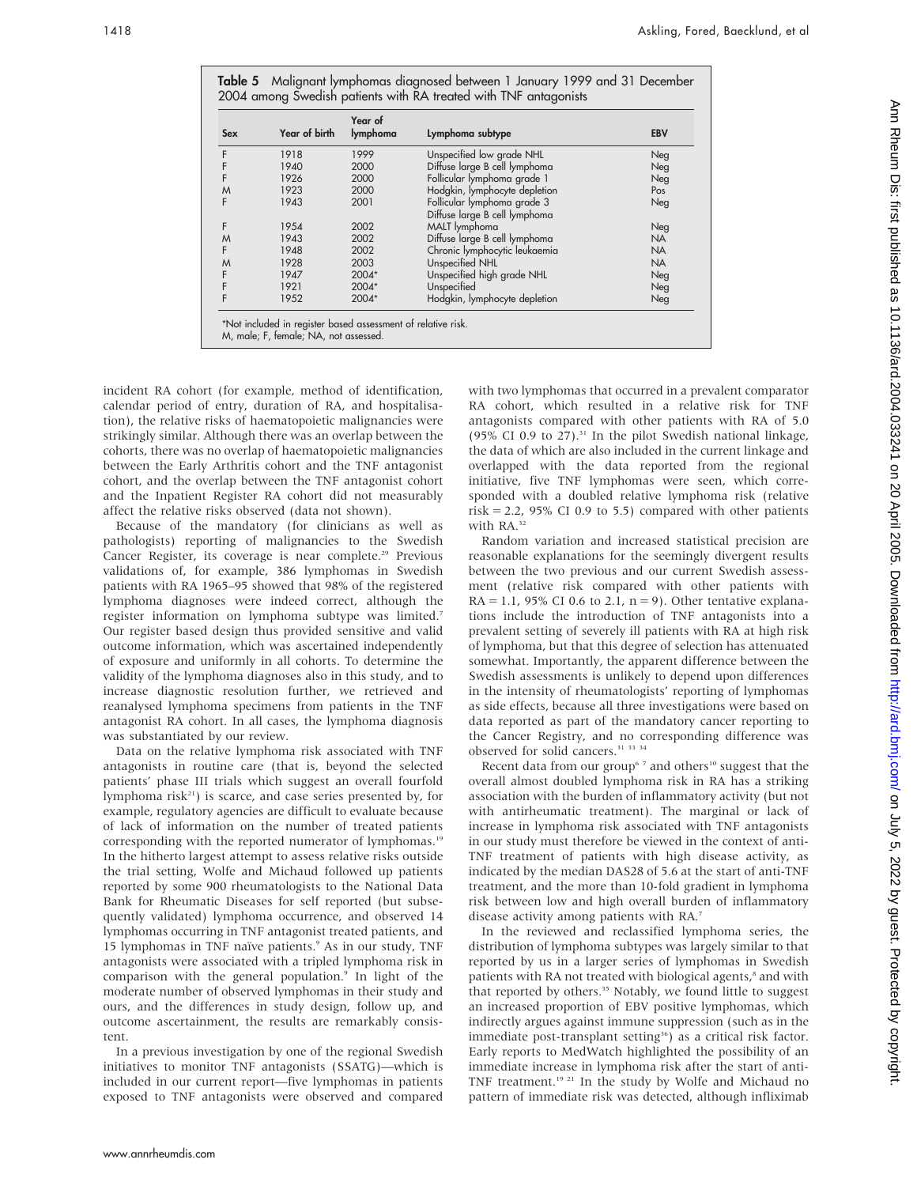**Table 5** Malignant lymphomas diagnosed between 1 January 1999 and 31 December 2004 among Swedish patients with RA treated with TNF antagonists

| Sex | Year of birth | Year of lymphoma | Lymphoma subtype | EBV |
|---|---|---|---|---|
| F | 1918 | 1999 | Unspecified low grade NHL | Neg |
| F | 1940 | 2000 | Diffuse large B cell lymphoma | Neg |
| F | 1926 | 2000 | Follicular lymphoma grade 1 | Neg |
| M | 1923 | 2000 | Hodgkin, lymphocyte depletion | Pos |
| F | 1943 | 2001 | Follicular lymphoma grade 3 Diffuse large B cell lymphoma | Neg |
| F | 1954 | 2002 | MALT lymphoma | Neg |
| M | 1943 | 2002 | Diffuse large B cell lymphoma | NA |
| F | 1948 | 2002 | Chronic lymphocytic leukaemia | NA |
| M | 1928 | 2003 | Unspecified NHL | NA |
| F | 1947 | 2004* | Unspecified high grade NHL | Neg |
| F | 1921 | 2004* | Unspecified | Neg |
| F | 1952 | 2004* | Hodgkin, lymphocyte depletion | Neg |

*Not included in register based assessment of relative risk.
M, male; F, female; NA, not assessed.

incident RA cohort (for example, method of identification, calendar period of entry, duration of RA, and hospitalisation), the relative risks of haematopoietic malignancies were strikingly similar. Although there was an overlap between the cohorts, there was no overlap of haematopoietic malignancies between the Early Arthritis cohort and the TNF antagonist cohort, and the overlap between the TNF antagonist cohort and the Inpatient Register RA cohort did not measurably affect the relative risks observed (data not shown).

Because of the mandatory (for clinicians as well as pathologists) reporting of malignancies to the Swedish Cancer Register, its coverage is near complete.[29] Previous validations of, for example, 386 lymphomas in Swedish patients with RA 1965–95 showed that 98% of the registered lymphoma diagnoses were indeed correct, although the register information on lymphoma subtype was limited.[7] Our register based design thus provided sensitive and valid outcome information, which was ascertained independently of exposure and uniformly in all cohorts. To determine the validity of the lymphoma diagnoses also in this study, and to increase diagnostic resolution further, we retrieved and reanalysed lymphoma specimens from patients in the TNF antagonist RA cohort. In all cases, the lymphoma diagnosis was substantiated by our review.

Data on the relative lymphoma risk associated with TNF antagonists in routine care (that is, beyond the selected patients' phase III trials which suggest an overall fourfold lymphoma risk[21]) is scarce, and case series presented by, for example, regulatory agencies are difficult to evaluate because of lack of information on the number of treated patients corresponding with the reported numerator of lymphomas.[19] In the hitherto largest attempt to assess relative risks outside the trial setting, Wolfe and Michaud followed up patients reported by some 900 rheumatologists to the National Data Bank for Rheumatic Diseases for self reported (but subsequently validated) lymphoma occurrence, and observed 14 lymphomas occurring in TNF antagonist treated patients, and 15 lymphomas in TNF naïve patients.[9] As in our study, TNF antagonists were associated with a tripled lymphoma risk in comparison with the general population.[9] In light of the moderate number of observed lymphomas in their study and ours, and the differences in study design, follow up, and outcome ascertainment, the results are remarkably consistent.

In a previous investigation by one of the regional Swedish initiatives to monitor TNF antagonists (SSATG)—which is included in our current report—five lymphomas in patients exposed to TNF antagonists were observed and compared with two lymphomas that occurred in a prevalent comparator RA cohort, which resulted in a relative risk for TNF antagonists compared with other patients with RA of 5.0 (95% CI 0.9 to 27).[31] In the pilot Swedish national linkage, the data of which are also included in the current linkage and overlapped with the data reported from the regional initiative, five TNF lymphomas were seen, which corresponded with a doubled relative lymphoma risk (relative risk = 2.2, 95% CI 0.9 to 5.5) compared with other patients with RA.[32]

Random variation and increased statistical precision are reasonable explanations for the seemingly divergent results between the two previous and our current Swedish assessment (relative risk compared with other patients with RA = 1.1, 95% CI 0.6 to 2.1, n = 9). Other tentative explanations include the introduction of TNF antagonists into a prevalent setting of severely ill patients with RA at high risk of lymphoma, but that this degree of selection has attenuated somewhat. Importantly, the apparent difference between the Swedish assessments is unlikely to depend upon differences in the intensity of rheumatologists' reporting of lymphomas as side effects, because all three investigations were based on data reported as part of the mandatory cancer reporting to the Cancer Registry, and no corresponding difference was observed for solid cancers.[31 33 34]

Recent data from our group[6 7] and others[10] suggest that the overall almost doubled lymphoma risk in RA has a striking association with the burden of inflammatory activity (but not with antirheumatic treatment). The marginal or lack of increase in lymphoma risk associated with TNF antagonists in our study must therefore be viewed in the context of anti-TNF treatment of patients with high disease activity, as indicated by the median DAS28 of 5.6 at the start of anti-TNF treatment, and the more than 10-fold gradient in lymphoma risk between low and high overall burden of inflammatory disease activity among patients with RA.[7]

In the reviewed and reclassified lymphoma series, the distribution of lymphoma subtypes was largely similar to that reported by us in a larger series of lymphomas in Swedish patients with RA not treated with biological agents,[8] and with that reported by others.[35] Notably, we found little to suggest an increased proportion of EBV positive lymphomas, which indirectly argues against immune suppression (such as in the immediate post-transplant setting[36]) as a critical risk factor. Early reports to MedWatch highlighted the possibility of an immediate increase in lymphoma risk after the start of anti-TNF treatment.[19 21] In the study by Wolfe and Michaud no pattern of immediate risk was detected, although infliximab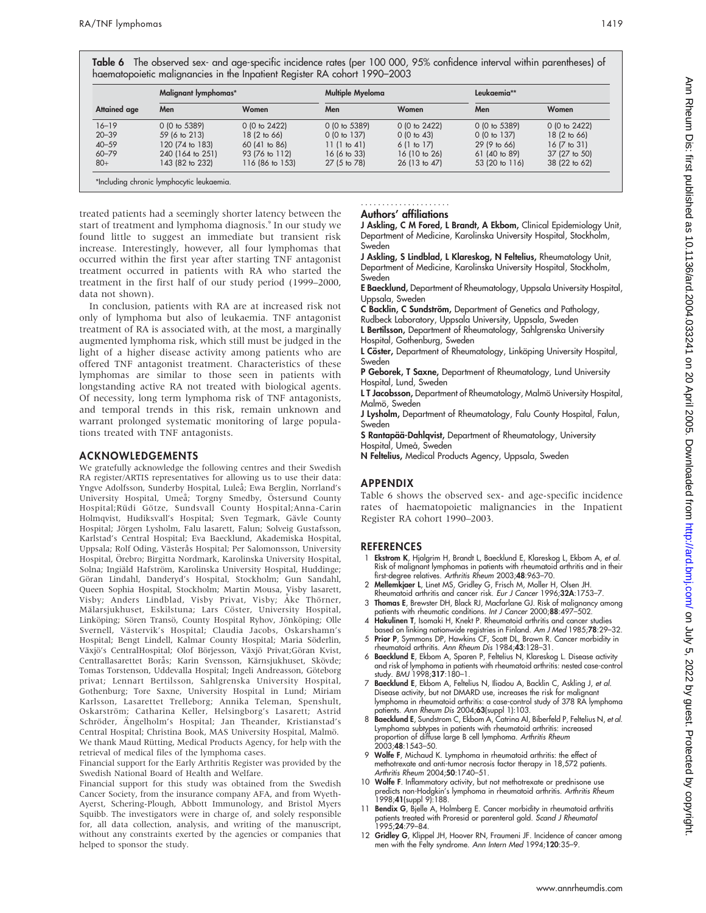**Table 6** The observed sex- and age-specific incidence rates (per 100 000, 95% confidence interval within parentheses) of haematopoietic malignancies in the Inpatient Register RA cohort 1990–2003

| Attained age | Malignant lymphomas* | | Multiple Myeloma | | Leukaemia** | |
|---|---|---|---|---|---|---|
| | Men | Women | Men | Women | Men | Women |
| 16–19 | 0 (0 to 5389) | 0 (0 to 2422) | 0 (0 to 5389) | 0 (0 to 2422) | 0 (0 to 5389) | 0 (0 to 2422) |
| 20–39 | 59 (6 to 213) | 18 (2 to 66) | 0 (0 to 137) | 0 (0 to 43) | 0 (0 to 137) | 18 (2 to 66) |
| 40–59 | 120 (74 to 183) | 60 (41 to 86) | 11 (1 to 41) | 6 (1 to 17) | 29 (9 to 66) | 16 (7 to 31) |
| 60–79 | 240 (164 to 251) | 93 (76 to 112) | 16 (6 to 33) | 16 (10 to 26) | 61 (40 to 89) | 37 (27 to 50) |
| 80+ | 143 (82 to 232) | 116 (86 to 153) | 27 (5 to 78) | 26 (13 to 47) | 53 (20 to 116) | 38 (22 to 62) |

*Including chronic lymphocytic leukaemia.

treated patients had a seemingly shorter latency between the start of treatment and lymphoma diagnosis.[9] In our study we found little to suggest an immediate but transient risk increase. Interestingly, however, all four lymphomas that occurred within the first year after starting TNF antagonist treatment occurred in patients with RA who started the treatment in the first half of our study period (1999–2000, data not shown).

In conclusion, patients with RA are at increased risk not only of lymphoma but also of leukaemia. TNF antagonist treatment of RA is associated with, at the most, a marginally augmented lymphoma risk, which still must be judged in the light of a higher disease activity among patients who are offered TNF antagonist treatment. Characteristics of these lymphomas are similar to those seen in patients with longstanding active RA not treated with biological agents. Of necessity, long term lymphoma risk of TNF antagonists, and temporal trends in this risk, remain unknown and warrant prolonged systematic monitoring of large populations treated with TNF antagonists.

## ACKNOWLEDGEMENTS

We gratefully acknowledge the following centres and their Swedish RA register/ARTIS representatives for allowing us to use their data: Yngve Adolfsson, Sunderby Hospital, Luleå; Ewa Berglin, Norrland's University Hospital, Umeå; Torgny Smedby, Östersund County Hospital;Rüdi Götze, Sundsvall County Hospital;Anna-Carin Holmqvist, Hudiksvall's Hospital; Sven Tegmark, Gävle County Hospital; Jörgen Lysholm, Falu lasarett, Falun; Solveig Gustafsson, Karlstad's Central Hospital; Eva Baecklund, Akademiska Hospital, Uppsala; Rolf Oding, Västerås Hospital; Per Salomonsson, University Hospital, Örebro; Birgitta Nordmark, Karolinska University Hospital, Solna; Ingiäld Hafström, Karolinska University Hospital, Huddinge; Göran Lindahl, Danderyd's Hospital, Stockholm; Gun Sandahl, Queen Sophia Hospital, Stockholm; Martin Mousa, Visby lasarett, Visby; Anders Lindblad, Visby Privat, Visby; Åke Thörner, Mälarsjukhuset, Eskilstuna; Lars Cöster, University Hospital, Linköping; Sören Transö, County Hospital Ryhov, Jönköping; Olle Svernell, Västervik's Hospital; Claudia Jacobs, Oskarshamn's Hospital; Bengt Lindell, Kalmar County Hospital; Maria Söderlin, Växjö's CentralHospital; Olof Börjesson, Växjö Privat;Göran Kvist, Centrallasarettet Borås; Karin Svensson, Kärnsjukhuset, Skövde; Tomas Torstenson, Uddevalla Hospital; Ingeli Andreasson, Göteborg privat; Lennart Bertilsson, Sahlgrenska University Hospital, Gothenburg; Tore Saxne, University Hospital in Lund; Miriam Karlsson, Lasarettet Trelleborg; Annika Teleman, Spenshult, Oskarström; Catharina Keller, Helsingborg's Lasarett; Astrid Schröder, Ängelholm's Hospital; Jan Theander, Kristianstad's Central Hospital; Christina Book, MAS University Hospital, Malmö. We thank Maud Rütting, Medical Products Agency, for help with the retrieval of medical files of the lymphoma cases.

Financial support for the Early Arthritis Register was provided by the Swedish National Board of Health and Welfare.

Financial support for this study was obtained from the Swedish Cancer Society, from the insurance company AFA, and from Wyeth-Ayerst, Schering-Plough, Abbott Immunology, and Bristol Myers Squibb. The investigators were in charge of, and solely responsible for, all data collection, analysis, and writing of the manuscript, without any constraints exerted by the agencies or companies that helped to sponsor the study.

## Authors' affiliations

**J Askling, C M Fored, L Brandt, A Ekbom,** Clinical Epidemiology Unit, Department of Medicine, Karolinska University Hospital, Stockholm, Sweden

**J Askling, S Lindblad, L Klareskog, N Feltelius,** Rheumatology Unit, Department of Medicine, Karolinska University Hospital, Stockholm, Sweden

**E Baecklund,** Department of Rheumatology, Uppsala University Hospital, Uppsala, Sweden

**C Backlin, C Sundström,** Department of Genetics and Pathology, Rudbeck Laboratory, Uppsala University, Uppsala, Sweden

**L Bertilsson,** Department of Rheumatology, Sahlgrenska University Hospital, Gothenburg, Sweden

**L Cöster,** Department of Rheumatology, Linköping University Hospital, Sweden

**P Geborek, T Saxne,** Department of Rheumatology, Lund University Hospital, Lund, Sweden

**L T Jacobsson,** Department of Rheumatology, Malmö University Hospital, Malmö, Sweden

**J Lysholm,** Department of Rheumatology, Falu County Hospital, Falun, Sweden

**S Rantapää-Dahlqvist,** Department of Rheumatology, University Hospital, Umeå, Sweden

**N Feltelius,** Medical Products Agency, Uppsala, Sweden

## APPENDIX

Table 6 shows the observed sex- and age-specific incidence rates of haematopoietic malignancies in the Inpatient Register RA cohort 1990–2003.

## REFERENCES

1. **Ekstrom K**, Hjalgrim H, Brandt L, Baecklund E, Klareskog L, Ekbom A, *et al.* Risk of malignant lymphomas in patients with rheumatoid arthritis and in their first-degree relatives. *Arthritis Rheum* 2003;**48**:963–70.
2. **Mellemkjaer L**, Linet MS, Gridley G, Frisch M, Moller H, Olsen JH. Rheumatoid arthritis and cancer risk. *Eur J Cancer* 1996;**32A**:1753–7.
3. **Thomas E**, Brewster DH, Black RJ, Macfarlane GJ. Risk of malignancy among patients with rheumatic conditions. *Int J Cancer* 2000;**88**:497–502.
4. **Hakulinen T**, Isomaki H, Knekt P. Rheumatoid arthritis and cancer studies based on linking nationwide registries in Finland. *Am J Med* 1985;**78**:29–32.
5. **Prior P**, Symmons DP, Hawkins CF, Scott DL, Brown R. Cancer morbidity in rheumatoid arthritis. *Ann Rheum Dis* 1984;**43**:128–31.
6. **Baecklund E**, Ekbom A, Sparen P, Feltelius N, Klareskog L. Disease activity and risk of lymphoma in patients with rheumatoid arthritis: nested case-control study. *BMJ* 1998;**317**:180–1.
7. **Baecklund E**, Ekbom A, Feltelius N, Iliadou A, Backlin C, Askling J, *et al.* Disease activity, but not DMARD use, increases the risk for malignant lymphoma in rheumatoid arthritis: a case-control study of 378 RA lymphoma patients. *Ann Rheum Dis* 2004;**63**(suppl 1):103.
8. **Baecklund E**, Sundstrom C, Ekbom A, Catrina AI, Biberfeld P, Feltelius N, *et al.* Lymphoma subtypes in patients with rheumatoid arthritis: increased proportion of diffuse large B cell lymphoma. *Arthritis Rheum* 2003;**48**:1543–50.
9. **Wolfe F**, Michaud K. Lymphoma in rheumatoid arthritis: the effect of methotrexate and anti-tumor necrosis factor therapy in 18,572 patients. *Arthritis Rheum* 2004;**50**:1740–51.
10. **Wolfe F**. Inflammatory activity, but not methotrexate or prednisone use predicts non-Hodgkin's lymphoma in rheumatoid arthritis. *Arthritis Rheum* 1998;**41**(suppl 9):188.
11. **Bendix G**, Bjelle A, Holmberg E. Cancer morbidity in rheumatoid arthritis patients treated with Proresid or parenteral gold. *Scand J Rheumatol* 1995;**24**:79–84.
12. **Gridley G**, Klippel JH, Hoover RN, Fraumeni JF. Incidence of cancer among men with the Felty syndrome. *Ann Intern Med* 1994;**120**:35–9.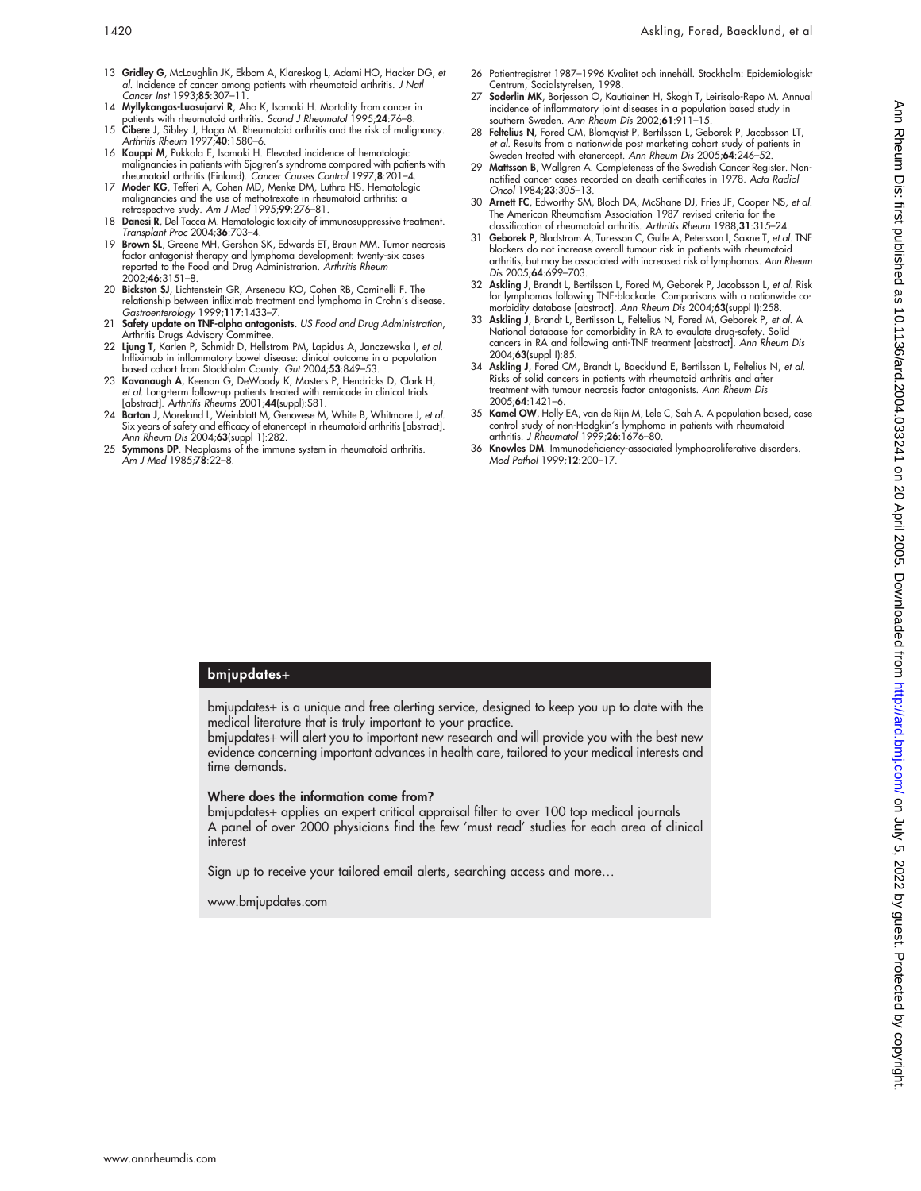13 **Gridley G**, McLaughlin JK, Ekbom A, Klareskog L, Adami HO, Hacker DG, *et al*. Incidence of cancer among patients with rheumatoid arthritis. *J Natl Cancer Inst* 1993;**85**:307–11.

14 **Myllykangas-Luosujarvi R**, Aho K, Isomaki H. Mortality from cancer in patients with rheumatoid arthritis. *Scand J Rheumatol* 1995;**24**:76–8.

15 **Cibere J**, Sibley J, Haga M. Rheumatoid arthritis and the risk of malignancy. *Arthritis Rheum* 1997;**40**:1580–6.

16 **Kauppi M**, Pukkala E, Isomaki H. Elevated incidence of hematologic malignancies in patients with Sjogren's syndrome compared with patients with rheumatoid arthritis (Finland). *Cancer Causes Control* 1997;**8**:201–4.

17 **Moder KG**, Tefferi A, Cohen MD, Menke DM, Luthra HS. Hematologic malignancies and the use of methotrexate in rheumatoid arthritis: a retrospective study. *Am J Med* 1995;**99**:276–81.

18 **Danesi R**, Del Tacca M. Hematologic toxicity of immunosuppressive treatment. *Transplant Proc* 2004;**36**:703–4.

19 **Brown SL**, Greene MH, Gershon SK, Edwards ET, Braun MM. Tumor necrosis factor antagonist therapy and lymphoma development: twenty-six cases reported to the Food and Drug Administration. *Arthritis Rheum* 2002;**46**:3151–8.

20 **Bickston SJ**, Lichtenstein GR, Arseneau KO, Cohen RB, Cominelli F. The relationship between infliximab treatment and lymphoma in Crohn's disease. *Gastroenterology* 1999;**117**:1433–7.

21 **Safety update on TNF-alpha antagonists**. *US Food and Drug Administration*, Arthritis Drugs Advisory Committee.

22 **Ljung T**, Karlen P, Schmidt D, Hellstrom PM, Lapidus A, Janczewska I, *et al*. Infliximab in inflammatory bowel disease: clinical outcome in a population based cohort from Stockholm County. *Gut* 2004;**53**:849–53.

23 **Kavanaugh A**, Keenan G, DeWoody K, Masters P, Hendricks D, Clark H, *et al*. Long-term follow-up patients treated with remicade in clinical trials [abstract]. *Arthritis Rheums* 2001;**44**(suppl):S81.

24 **Barton J**, Moreland L, Weinblatt M, Genovese M, White B, Whitmore J, *et al*. Six years of safety and efficacy of etanercept in rheumatoid arthritis [abstract]. *Ann Rheum Dis* 2004;**63**(suppl 1):282.

25 **Symmons DP**. Neoplasms of the immune system in rheumatoid arthritis. *Am J Med* 1985;**78**:22–8.

26 Patientregistret 1987–1996 Kvalitet och innehåll. Stockholm: Epidemiologiskt Centrum, Socialstyrelsen, 1998.

27 **Soderlin MK**, Borjesson O, Kautiainen H, Skogh T, Leirisalo-Repo M. Annual incidence of inflammatory joint diseases in a population based study in southern Sweden. *Ann Rheum Dis* 2002;**61**:911–15.

28 **Feltelius N**, Fored CM, Blomqvist P, Bertilsson L, Geborek P, Jacobsson LT, *et al*. Results from a nationwide post marketing cohort study of patients in Sweden treated with etanercept. *Ann Rheum Dis* 2005;**64**:246–52.

29 **Mattsson B**, Wallgren A. Completeness of the Swedish Cancer Register. Non-notified cancer cases recorded on death certificates in 1978. *Acta Radiol Oncol* 1984;**23**:305–13.

30 **Arnett FC**, Edworthy SM, Bloch DA, McShane DJ, Fries JF, Cooper NS, *et al*. The American Rheumatism Association 1987 revised criteria for the classification of rheumatoid arthritis. *Arthritis Rheum* 1988;**31**:315–24.

31 **Geborek P**, Bladstrom A, Turesson C, Gulfe A, Petersson I, Saxne T, *et al*. TNF blockers do not increase overall tumour risk in patients with rheumatoid arthritis, but may be associated with increased risk of lymphomas. *Ann Rheum Dis* 2005;**64**:699–703.

32 **Askling J**, Brandt L, Bertilsson L, Fored M, Geborek P, Jacobsson L, *et al*. Risk for lymphomas following TNF-blockade. Comparisons with a nationwide co-morbidity database [abstract]. *Ann Rheum Dis* 2004;**63**(suppl I):258.

33 **Askling J**, Brandt L, Bertilsson L, Feltelius N, Fored M, Geborek P, *et al*. A National database for comorbidity in RA to evaulate drug-safety. Solid cancers in RA and following anti-TNF treatment [abstract]. *Ann Rheum Dis* 2004;**63**(suppl I):85.

34 **Askling J**, Fored CM, Brandt L, Baecklund E, Bertilsson L, Feltelius N, *et al*. Risks of solid cancers in patients with rheumatoid arthritis and after treatment with tumour necrosis factor antagonists. *Ann Rheum Dis* 2005;**64**:1421–6.

35 **Kamel OW**, Holly EA, van de Rijn M, Lele C, Sah A. A population based, case control study of non-Hodgkin's lymphoma in patients with rheumatoid arthritis. *J Rheumatol* 1999;**26**:1676–80.

36 **Knowles DM**. Immunodeficiency-associated lymphoproliferative disorders. *Mod Pathol* 1999;**12**:200–17.

## bmjupdates+

bmjupdates+ is a unique and free alerting service, designed to keep you up to date with the medical literature that is truly important to your practice.

bmjupdates+ will alert you to important new research and will provide you with the best new evidence concerning important advances in health care, tailored to your medical interests and time demands.

**Where does the information come from?**

bmjupdates+ applies an expert critical appraisal filter to over 100 top medical journals
A panel of over 2000 physicians find the few 'must read' studies for each area of clinical interest

Sign up to receive your tailored email alerts, searching access and more…

www.bmjupdates.com